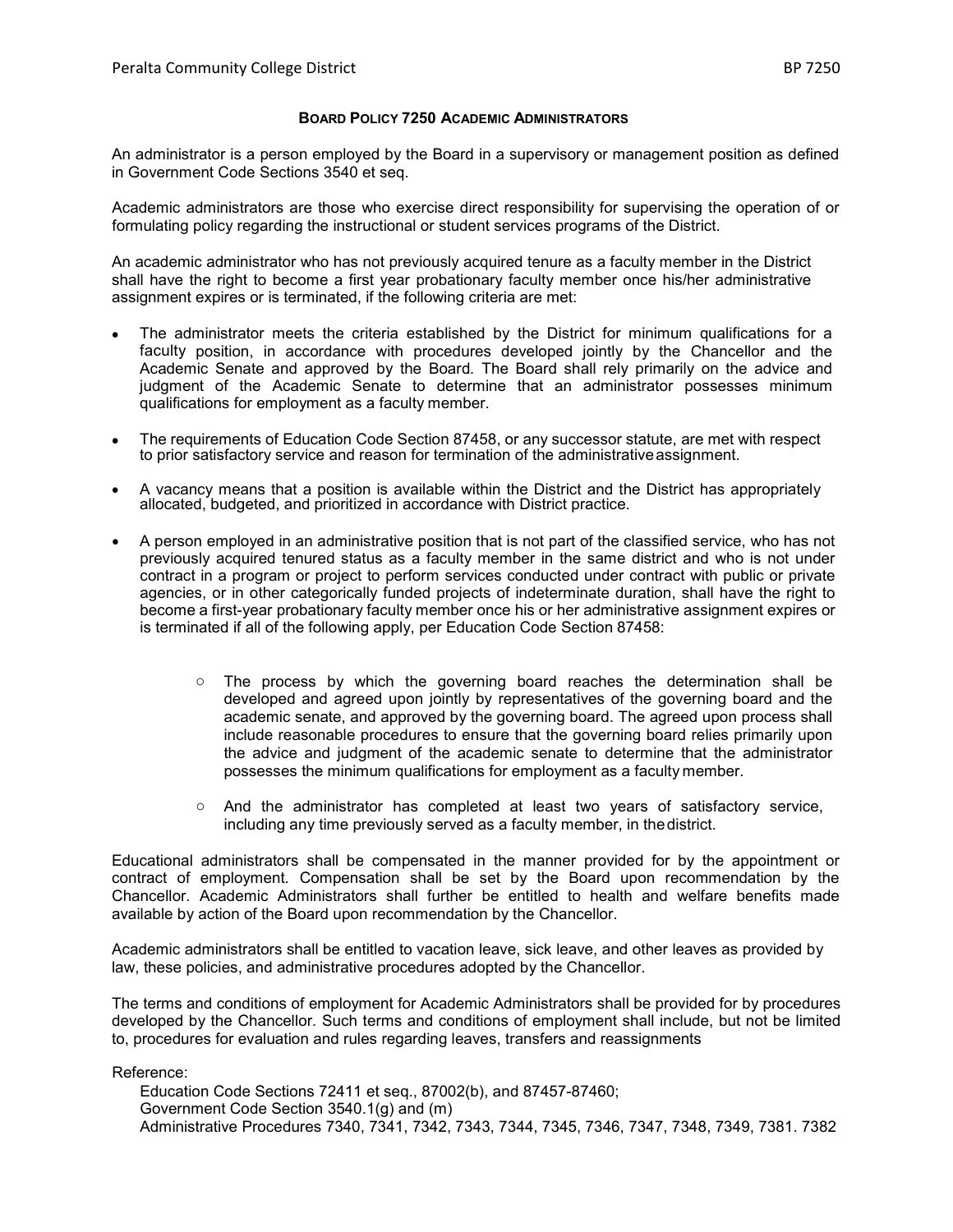# BOARD POLICY 7250 ACADEMIC ADMINISTRATORS

An administrator is a person employed by the Board in a supervisory or management position as defined in Government Code Sections 3540 et seq.

Academic administrators are those who exercise direct responsibility for supervising the operation of or formulating policy regarding the instructional or student services programs of the District.

An academic administrator who has not previously acquired tenure as a faculty member in the District shall have the right to become a first year probationary faculty member once his/her administrative assignment expires or is terminated, if the following criteria are met:

- The administrator meets the criteria established by the District for minimum qualifications for a faculty position, in accordance with procedures developed jointly by the Chancellor and the Academic Senate and approved by the Board*.* The Board shall rely primarily on the advice and judgment of the Academic Senate to determine that an administrator possesses minimum qualifications for employment as a faculty member.
- The requirements of Education Code Section 87458, or any successor statute, are met with respect to prior satisfactory service and reason for termination of the administrative assignment.
- A vacancy means that a position is available within the District and the District has appropriately allocated, budgeted, and prioritized in accordance with District practice.
- A person employed in an administrative position that is not part of the classified service, who has not previously acquired tenured status as a faculty member in the same district and who is not under contract in a program or project to perform services conducted under contract with public or private agencies, or in other categorically funded projects of indeterminate duration, shall have the right to become a first-year probationary faculty member once his or her administrative assignment expires or is terminated if all of the following apply, per Education Code Section 87458:
    - The process by which the governing board reaches the determination shall be developed and agreed upon jointly by representatives of the governing board and the academic senate, and approved by the governing board. The agreed upon process shall include reasonable procedures to ensure that the governing board relies primarily upon the advice and judgment of the academic senate to determine that the administrator possesses the minimum qualifications for employment as a faculty member.
    - And the administrator has completed at least two years of satisfactory service, including any time previously served as a faculty member, in the district.

Educational administrators shall be compensated in the manner provided for by the appointment or contract of employment. Compensation shall be set by the Board upon recommendation by the Chancellor*.* Academic Administrators shall further be entitled to health and welfare benefits made available by action of the Board upon recommendation by the Chancellor.

Academic administrators shall be entitled to vacation leave, sick leave, and other leaves as provided by law, these policies, and administrative procedures adopted by the Chancellor.

The terms and conditions of employment for Academic Administrators shall be provided for by procedures developed by the Chancellor*.* Such terms and conditions of employment shall include, but not be limited to, procedures for evaluation and rules regarding leaves, transfers and reassignments

Reference:

Education Code Sections 72411 et seq., 87002(b), and 87457-87460;
Government Code Section 3540.1(g) and (m)
Administrative Procedures 7340, 7341, 7342, 7343, 7344, 7345, 7346, 7347, 7348, 7349, 7381. 7382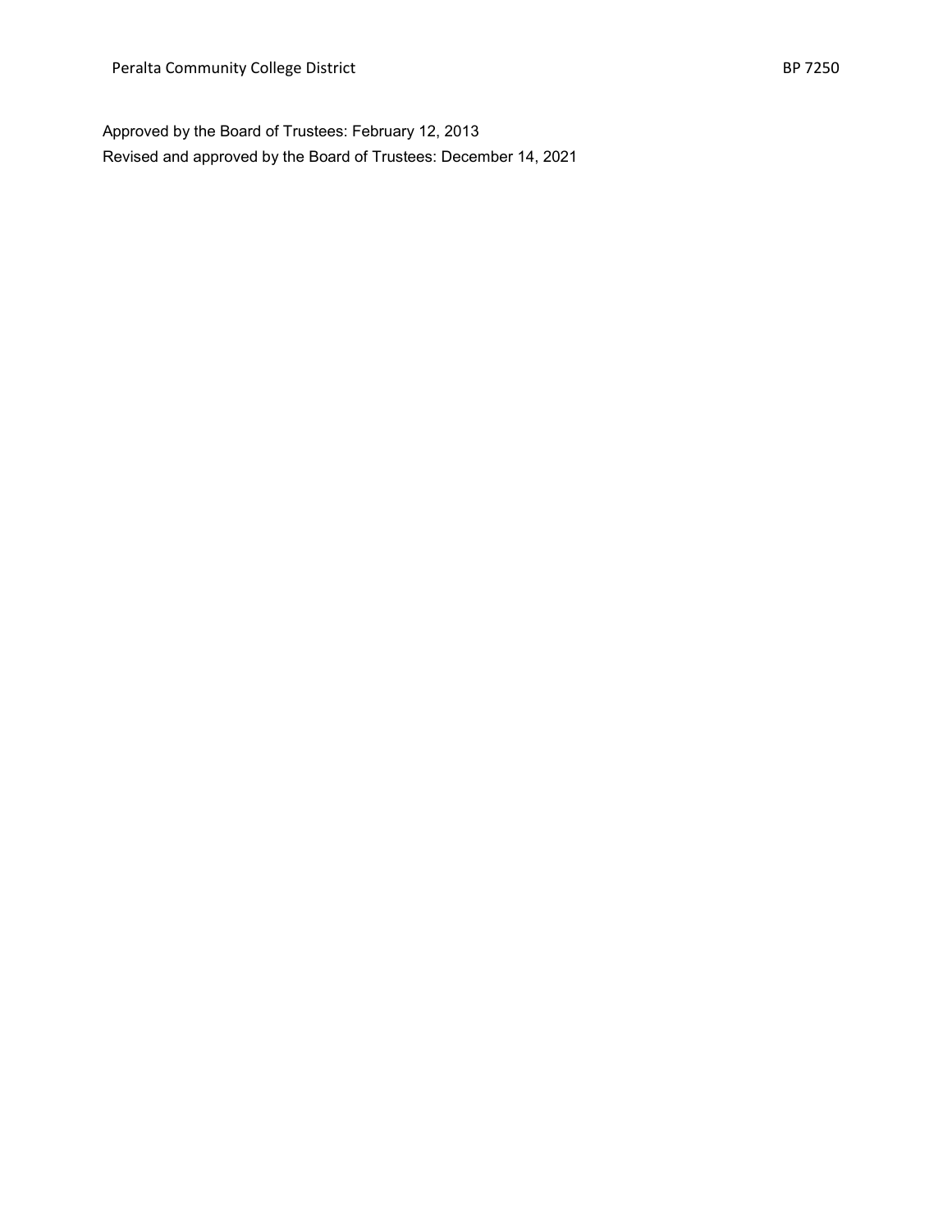Approved by the Board of Trustees: February 12, 2013
Revised and approved by the Board of Trustees: December 14, 2021